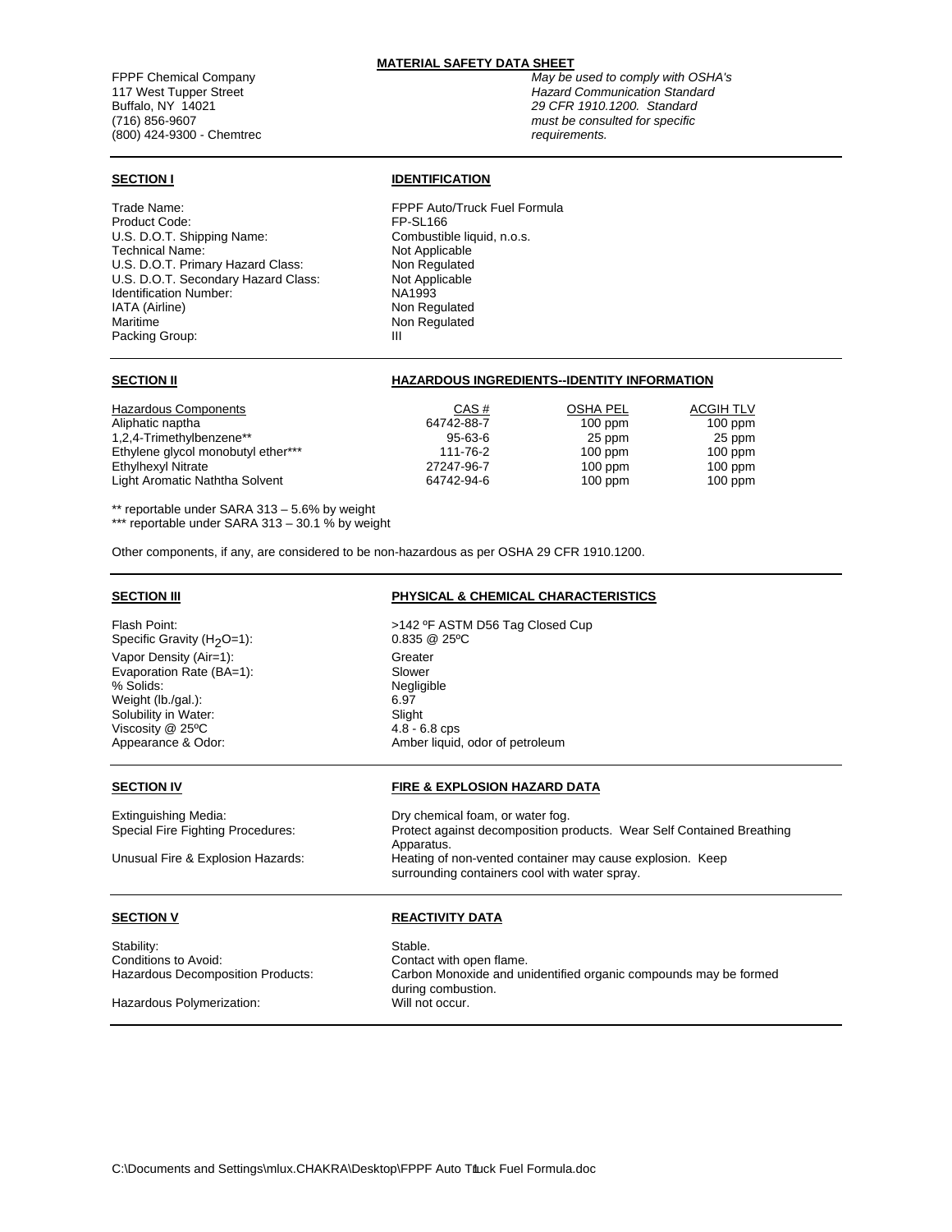**MATERIAL SAFETY DATA SHEET**

FPPF Chemical Company
117 West Tupper Street
Buffalo, NY 14021
(716) 856-9607
(800) 424-9300 - Chemtrec

*May be used to comply with OSHA's Hazard Communication Standard 29 CFR 1910.1200. Standard must be consulted for specific requirements.*

---

## SECTION I — IDENTIFICATION

| | |
|---|---|
| Trade Name: | FPPF Auto/Truck Fuel Formula |
| Product Code: | FP-SL166 |
| U.S. D.O.T. Shipping Name: | Combustible liquid, n.o.s. |
| Technical Name: | Not Applicable |
| U.S. D.O.T. Primary Hazard Class: | Non Regulated |
| U.S. D.O.T. Secondary Hazard Class: | Not Applicable |
| Identification Number: | NA1993 |
| IATA (Airline) | Non Regulated |
| Maritime | Non Regulated |
| Packing Group: | III |

---

## SECTION II — HAZARDOUS INGREDIENTS--IDENTITY INFORMATION

| Hazardous Components | CAS # | OSHA PEL | ACGIH TLV |
|---|---|---|---|
| Aliphatic naptha | 64742-88-7 | 100 ppm | 100 ppm |
| 1,2,4-Trimethylbenzene** | 95-63-6 | 25 ppm | 25 ppm |
| Ethylene glycol monobutyl ether*** | 111-76-2 | 100 ppm | 100 ppm |
| Ethylhexyl Nitrate | 27247-96-7 | 100 ppm | 100 ppm |
| Light Aromatic Naththa Solvent | 64742-94-6 | 100 ppm | 100 ppm |

** reportable under SARA 313 – 5.6% by weight
*** reportable under SARA 313 – 30.1 % by weight

Other components, if any, are considered to be non-hazardous as per OSHA 29 CFR 1910.1200.

---

## SECTION III — PHYSICAL & CHEMICAL CHARACTERISTICS

| | |
|---|---|
| Flash Point: | >142 ºF ASTM D56 Tag Closed Cup |
| Specific Gravity ($H_2O$=1): | 0.835 @ 25ºC |
| Vapor Density (Air=1): | Greater |
| Evaporation Rate (BA=1): | Slower |
| % Solids: | Negligible |
| Weight (lb./gal.): | 6.97 |
| Solubility in Water: | Slight |
| Viscosity @ 25ºC | 4.8 - 6.8 cps |
| Appearance & Odor: | Amber liquid, odor of petroleum |

---

## SECTION IV — FIRE & EXPLOSION HAZARD DATA

| | |
|---|---|
| Extinguishing Media: | Dry chemical foam, or water fog. |
| Special Fire Fighting Procedures: | Protect against decomposition products. Wear Self Contained Breathing Apparatus. |
| Unusual Fire & Explosion Hazards: | Heating of non-vented container may cause explosion. Keep surrounding containers cool with water spray. |

---

## SECTION V — REACTIVITY DATA

| | |
|---|---|
| Stability: | Stable. |
| Conditions to Avoid: | Contact with open flame. |
| Hazardous Decomposition Products: | Carbon Monoxide and unidentified organic compounds may be formed during combustion. |
| Hazardous Polymerization: | Will not occur. |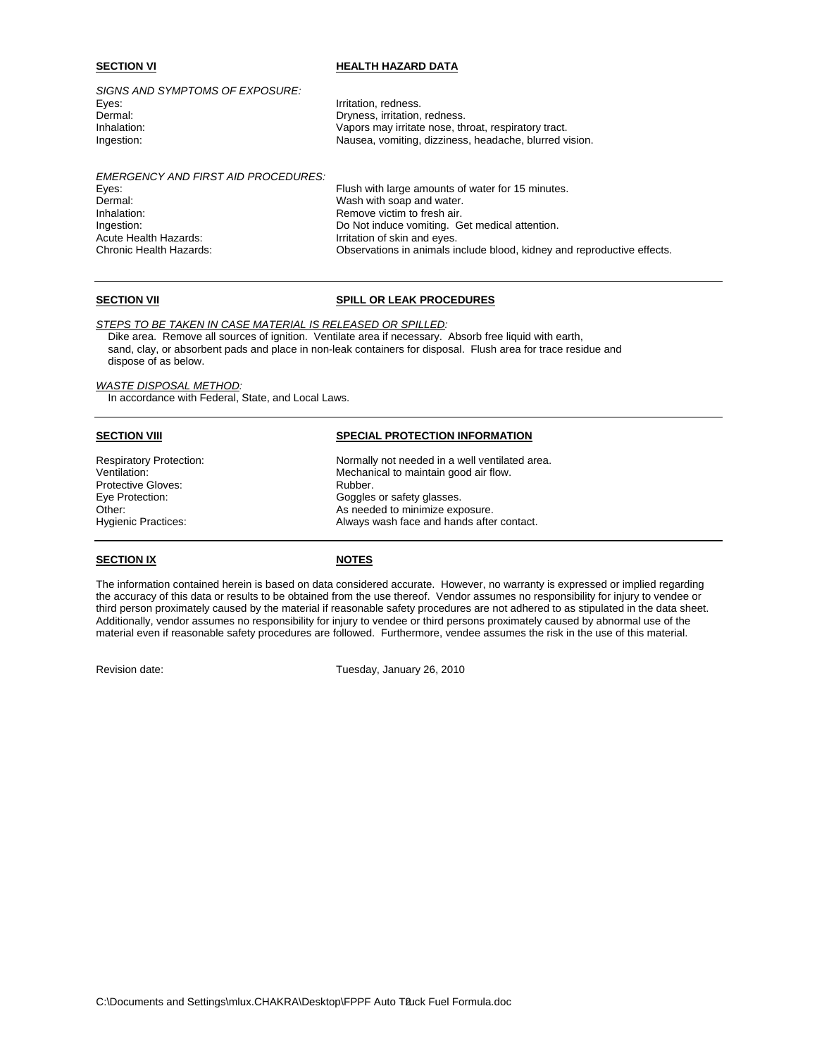## SECTION VI — HEALTH HAZARD DATA

*SIGNS AND SYMPTOMS OF EXPOSURE:*

| | |
|---|---|
| Eyes: | Irritation, redness. |
| Dermal: | Dryness, irritation, redness. |
| Inhalation: | Vapors may irritate nose, throat, respiratory tract. |
| Ingestion: | Nausea, vomiting, dizziness, headache, blurred vision. |

*EMERGENCY AND FIRST AID PROCEDURES:*

| | |
|---|---|
| Eyes: | Flush with large amounts of water for 15 minutes. |
| Dermal: | Wash with soap and water. |
| Inhalation: | Remove victim to fresh air. |
| Ingestion: | Do Not induce vomiting. Get medical attention. |
| Acute Health Hazards: | Irritation of skin and eyes. |
| Chronic Health Hazards: | Observations in animals include blood, kidney and reproductive effects. |

## SECTION VII — SPILL OR LEAK PROCEDURES

*STEPS TO BE TAKEN IN CASE MATERIAL IS RELEASED OR SPILLED:*

Dike area. Remove all sources of ignition. Ventilate area if necessary. Absorb free liquid with earth, sand, clay, or absorbent pads and place in non-leak containers for disposal. Flush area for trace residue and dispose of as below.

*WASTE DISPOSAL METHOD:*

In accordance with Federal, State, and Local Laws.

## SECTION VIII — SPECIAL PROTECTION INFORMATION

| | |
|---|---|
| Respiratory Protection: | Normally not needed in a well ventilated area. |
| Ventilation: | Mechanical to maintain good air flow. |
| Protective Gloves: | Rubber. |
| Eye Protection: | Goggles or safety glasses. |
| Other: | As needed to minimize exposure. |
| Hygienic Practices: | Always wash face and hands after contact. |

## SECTION IX — NOTES

The information contained herein is based on data considered accurate. However, no warranty is expressed or implied regarding the accuracy of this data or results to be obtained from the use thereof. Vendor assumes no responsibility for injury to vendee or third person proximately caused by the material if reasonable safety procedures are not adhered to as stipulated in the data sheet. Additionally, vendor assumes no responsibility for injury to vendee or third persons proximately caused by abnormal use of the material even if reasonable safety procedures are followed. Furthermore, vendee assumes the risk in the use of this material.

Revision date: Tuesday, January 26, 2010